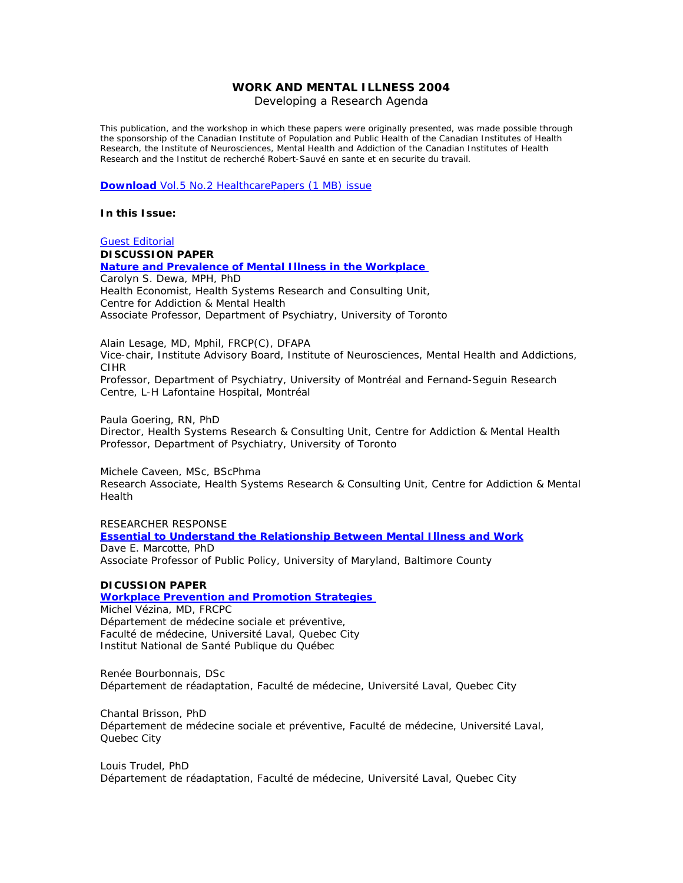# WORK AND MENTAL ILLNESS 2004

Developing a Research Agenda

This publication, and the workshop in which these papers were originally presented, was made possible through the sponsorship of the Canadian Institute of Population and Public Health of the Canadian Institutes of Health Research, the Institute of Neurosciences, Mental Health and Addiction of the Canadian Institutes of Health Research and the Institut de recherché Robert-Sauvé en sante et en securite du travail.

**Download** Vol.5 No.2 HealthcarePapers (1 MB) issue

**In this Issue:**

Guest Editorial

**DISCUSSION PAPER**

**Nature and Prevalence of Mental Illness in the Workplace**

Carolyn S. Dewa, MPH, PhD
Health Economist, Health Systems Research and Consulting Unit,
Centre for Addiction & Mental Health
Associate Professor, Department of Psychiatry, University of Toronto

Alain Lesage, MD, Mphil, FRCP(C), DFAPA
Vice-chair, Institute Advisory Board, Institute of Neurosciences, Mental Health and Addictions, CIHR
Professor, Department of Psychiatry, University of Montréal and Fernand-Seguin Research Centre, L-H Lafontaine Hospital, Montréal

Paula Goering, RN, PhD
Director, Health Systems Research & Consulting Unit, Centre for Addiction & Mental Health
Professor, Department of Psychiatry, University of Toronto

Michele Caveen, MSc, BScPhma
Research Associate, Health Systems Research & Consulting Unit, Centre for Addiction & Mental Health

RESEARCHER RESPONSE

**Essential to Understand the Relationship Between Mental Illness and Work**

Dave E. Marcotte, PhD
Associate Professor of Public Policy, University of Maryland, Baltimore County

**DICUSSION PAPER**

**Workplace Prevention and Promotion Strategies**

Michel Vézina, MD, FRCPC
Département de médecine sociale et préventive,
Faculté de médecine, Université Laval, Quebec City
Institut National de Santé Publique du Québec

Renée Bourbonnais, DSc
Département de réadaptation, Faculté de médecine, Université Laval, Quebec City

Chantal Brisson, PhD
Département de médecine sociale et préventive, Faculté de médecine, Université Laval, Quebec City

Louis Trudel, PhD
Département de réadaptation, Faculté de médecine, Université Laval, Quebec City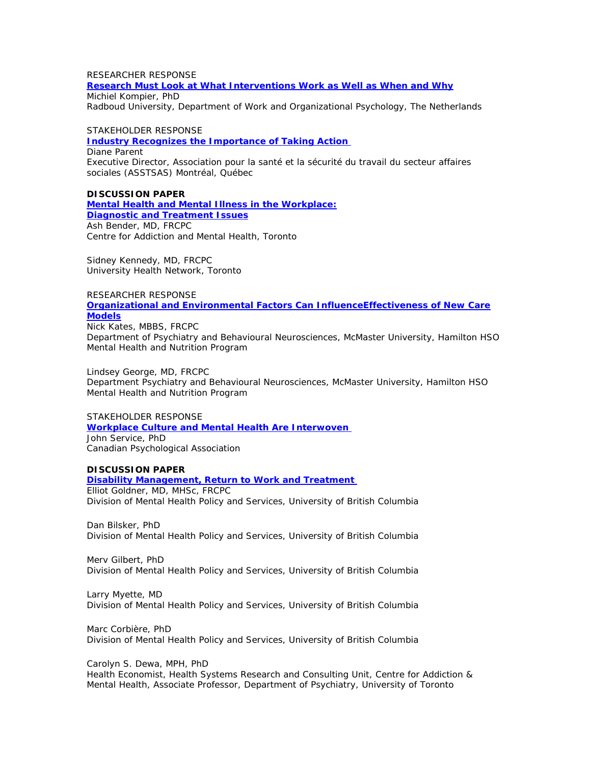RESEARCHER RESPONSE

**Research Must Look at What Interventions Work as Well as When and Why**

Michiel Kompier, PhD
Radboud University, Department of Work and Organizational Psychology, The Netherlands

STAKEHOLDER RESPONSE

**Industry Recognizes the Importance of Taking Action**

Diane Parent
Executive Director, Association pour la santé et la sécurité du travail du secteur affaires sociales (ASSTSAS) Montréal, Québec

**DISCUSSION PAPER**

**Mental Health and Mental Illness in the Workplace: Diagnostic and Treatment Issues**

Ash Bender, MD, FRCPC
Centre for Addiction and Mental Health, Toronto

Sidney Kennedy, MD, FRCPC
University Health Network, Toronto

RESEARCHER RESPONSE

**Organizational and Environmental Factors Can InfluenceEffectiveness of New Care Models**

Nick Kates, MBBS, FRCPC
Department of Psychiatry and Behavioural Neurosciences, McMaster University, Hamilton HSO Mental Health and Nutrition Program

Lindsey George, MD, FRCPC
Department Psychiatry and Behavioural Neurosciences, McMaster University, Hamilton HSO Mental Health and Nutrition Program

STAKEHOLDER RESPONSE

**Workplace Culture and Mental Health Are Interwoven**

John Service, PhD
Canadian Psychological Association

**DISCUSSION PAPER**

**Disability Management, Return to Work and Treatment**

Elliot Goldner, MD, MHSc, FRCPC
Division of Mental Health Policy and Services, University of British Columbia

Dan Bilsker, PhD
Division of Mental Health Policy and Services, University of British Columbia

Merv Gilbert, PhD
Division of Mental Health Policy and Services, University of British Columbia

Larry Myette, MD
Division of Mental Health Policy and Services, University of British Columbia

Marc Corbière, PhD
Division of Mental Health Policy and Services, University of British Columbia

Carolyn S. Dewa, MPH, PhD
Health Economist, Health Systems Research and Consulting Unit, Centre for Addiction & Mental Health, Associate Professor, Department of Psychiatry, University of Toronto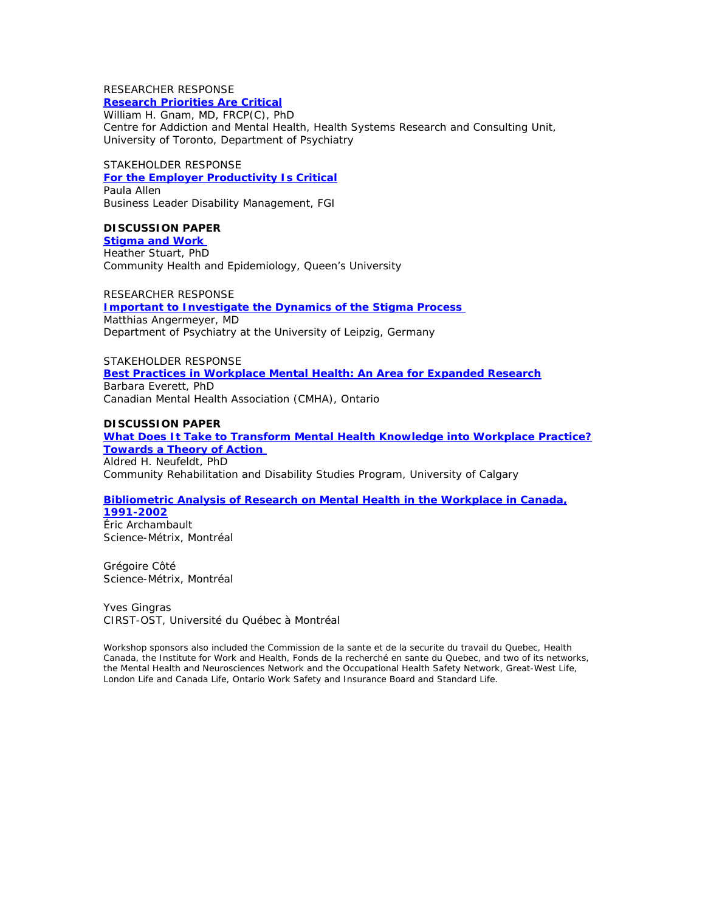RESEARCHER RESPONSE

**Research Priorities Are Critical**

William H. Gnam, MD, FRCP(C), PhD
Centre for Addiction and Mental Health, Health Systems Research and Consulting Unit, University of Toronto, Department of Psychiatry

STAKEHOLDER RESPONSE

**For the Employer Productivity Is Critical**

Paula Allen
Business Leader Disability Management, FGI

**DISCUSSION PAPER**

**Stigma and Work**

Heather Stuart, PhD
Community Health and Epidemiology, Queen's University

RESEARCHER RESPONSE

**Important to Investigate the Dynamics of the Stigma Process**

Matthias Angermeyer, MD
Department of Psychiatry at the University of Leipzig, Germany

STAKEHOLDER RESPONSE

**Best Practices in Workplace Mental Health: An Area for Expanded Research**

Barbara Everett, PhD
Canadian Mental Health Association (CMHA), Ontario

**DISCUSSION PAPER**

**What Does It Take to Transform Mental Health Knowledge into Workplace Practice? Towards a Theory of Action**

Aldred H. Neufeldt, PhD
Community Rehabilitation and Disability Studies Program, University of Calgary

**Bibliometric Analysis of Research on Mental Health in the Workplace in Canada, 1991-2002**

Éric Archambault
Science-Métrix, Montréal

Grégoire Côté
Science-Métrix, Montréal

Yves Gingras
CIRST-OST, Université du Québec à Montréal

Workshop sponsors also included the Commission de la sante et de la securite du travail du Quebec, Health Canada, the Institute for Work and Health, Fonds de la recherché en sante du Quebec, and two of its networks, the Mental Health and Neurosciences Network and the Occupational Health Safety Network, Great-West Life, London Life and Canada Life, Ontario Work Safety and Insurance Board and Standard Life.